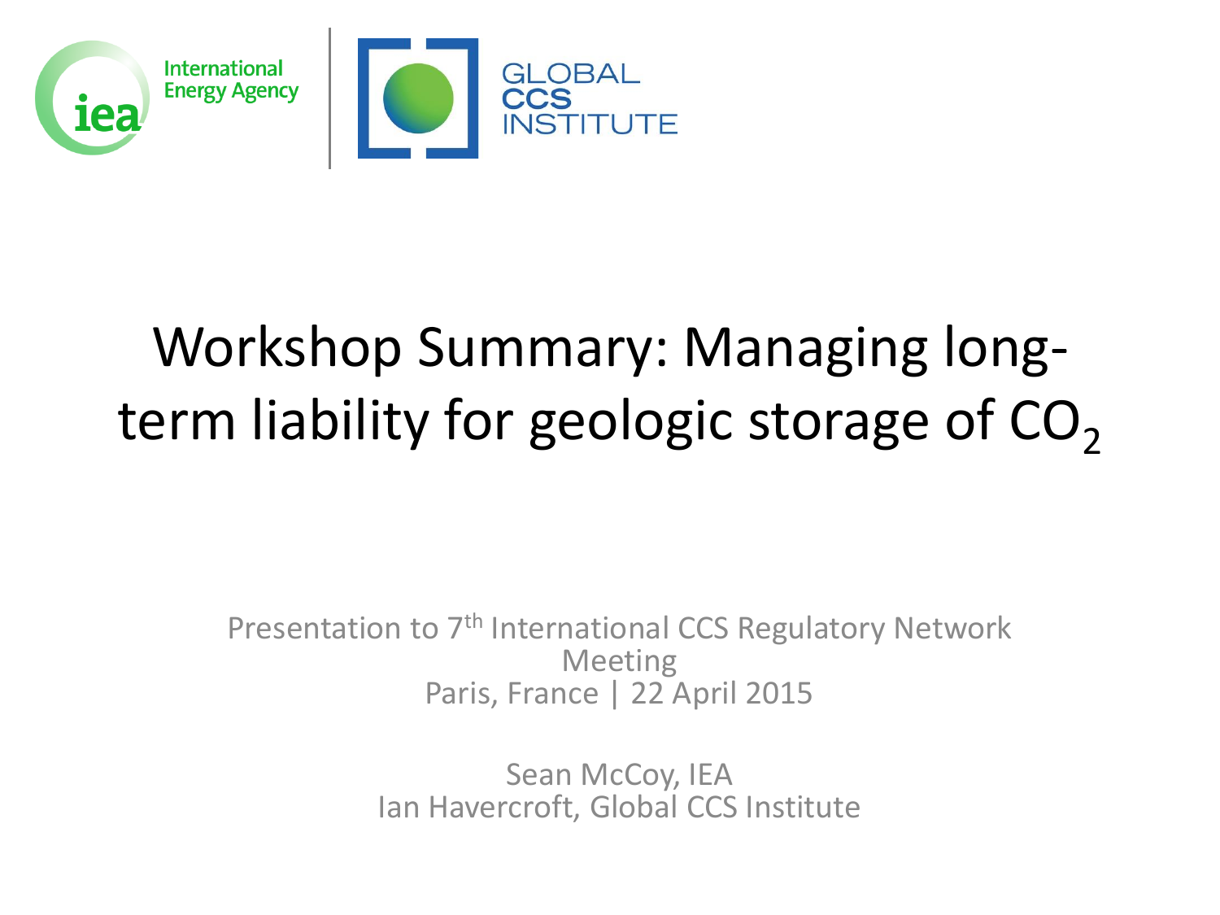International Energy Agency

GLOBAL CCS INSTITUTE

# Workshop Summary: Managing long-term liability for geologic storage of $CO_2$

Presentation to 7th International CCS Regulatory Network Meeting
Paris, France | 22 April 2015

Sean McCoy, IEA
Ian Havercroft, Global CCS Institute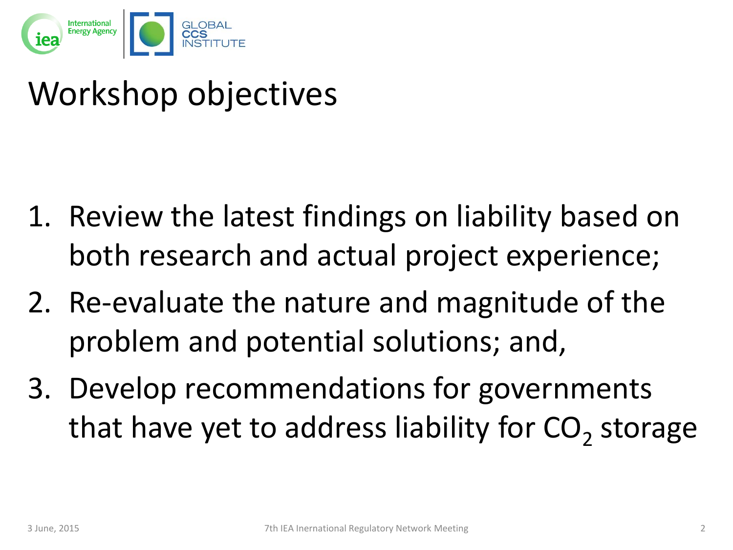# Workshop objectives

1. Review the latest findings on liability based on both research and actual project experience;
2. Re-evaluate the nature and magnitude of the problem and potential solutions; and,
3. Develop recommendations for governments that have yet to address liability for $CO_2$ storage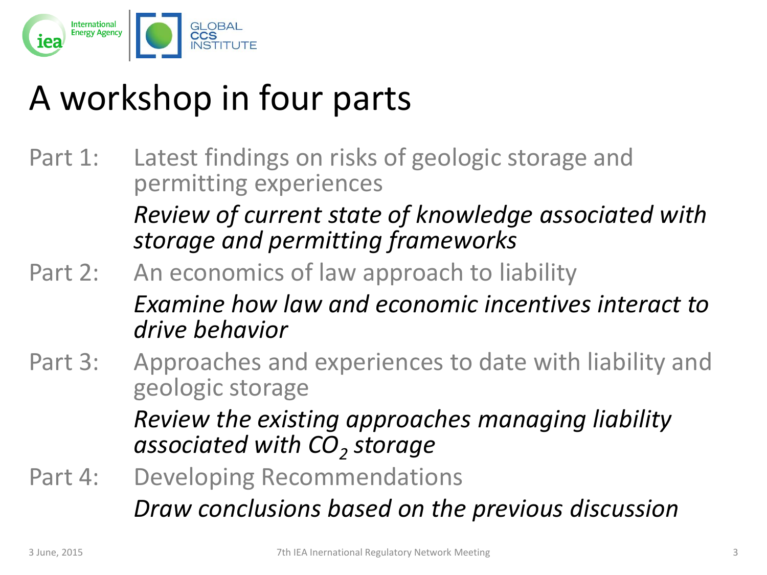# A workshop in four parts

Part 1: Latest findings on risks of geologic storage and permitting experiences

*Review of current state of knowledge associated with storage and permitting frameworks*

Part 2: An economics of law approach to liability

*Examine how law and economic incentives interact to drive behavior*

Part 3: Approaches and experiences to date with liability and geologic storage

*Review the existing approaches managing liability associated with $CO_2$ storage*

Part 4: Developing Recommendations

*Draw conclusions based on the previous discussion*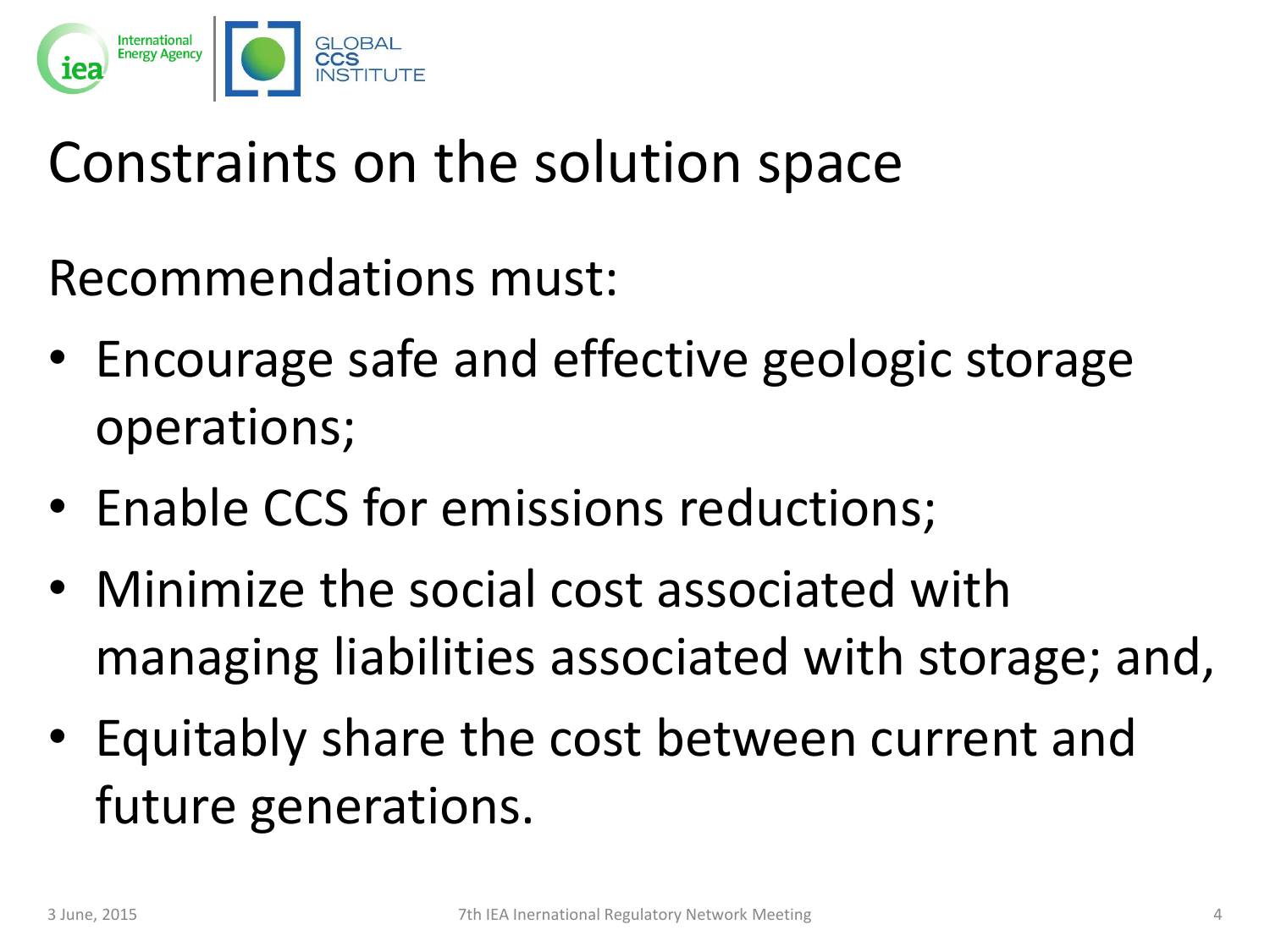# Constraints on the solution space

Recommendations must:

- Encourage safe and effective geologic storage operations;
- Enable CCS for emissions reductions;
- Minimize the social cost associated with managing liabilities associated with storage; and,
- Equitably share the cost between current and future generations.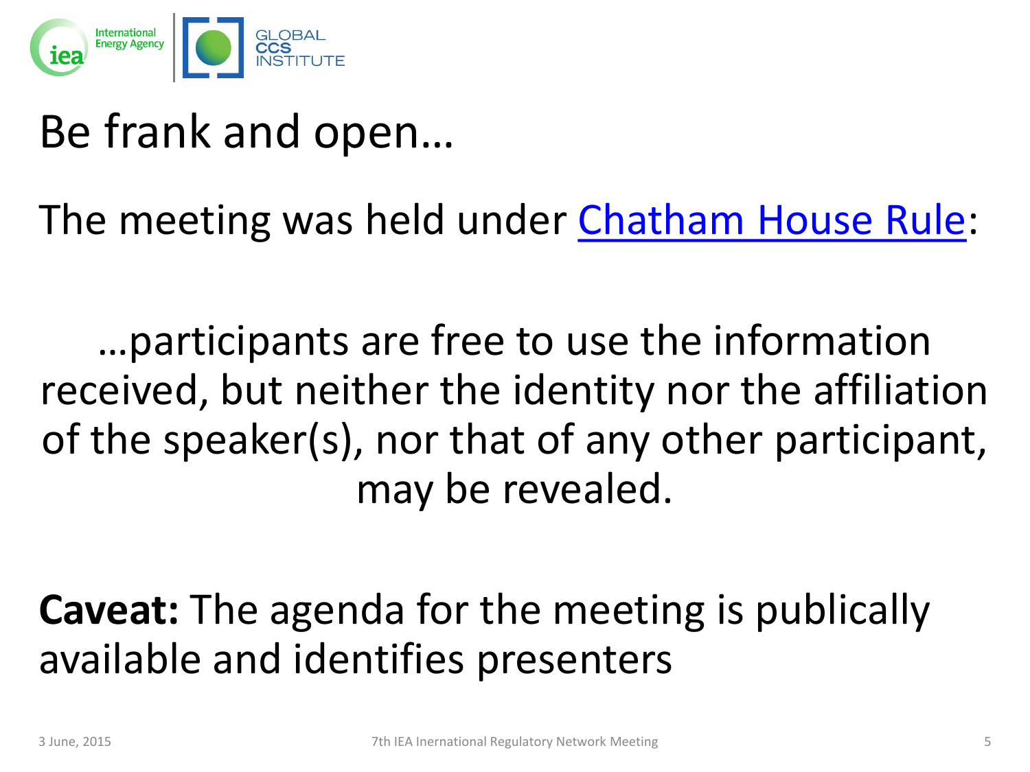# Be frank and open…

The meeting was held under [Chatham House Rule]:

…participants are free to use the information received, but neither the identity nor the affiliation of the speaker(s), nor that of any other participant, may be revealed.

**Caveat:** The agenda for the meeting is publically available and identifies presenters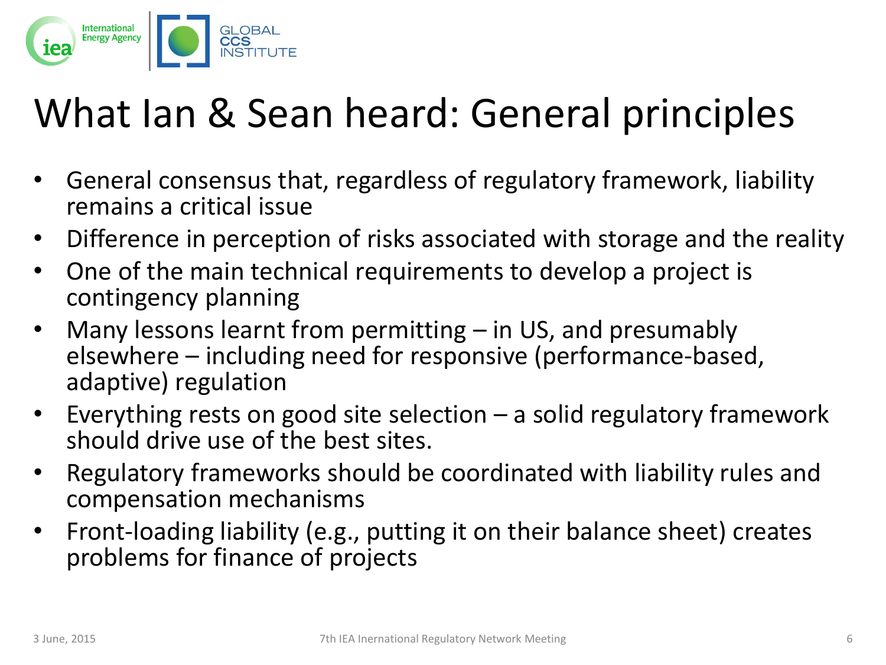# What Ian & Sean heard: General principles

- General consensus that, regardless of regulatory framework, liability remains a critical issue
- Difference in perception of risks associated with storage and the reality
- One of the main technical requirements to develop a project is contingency planning
- Many lessons learnt from permitting – in US, and presumably elsewhere – including need for responsive (performance-based, adaptive) regulation
- Everything rests on good site selection – a solid regulatory framework should drive use of the best sites.
- Regulatory frameworks should be coordinated with liability rules and compensation mechanisms
- Front-loading liability (e.g., putting it on their balance sheet) creates problems for finance of projects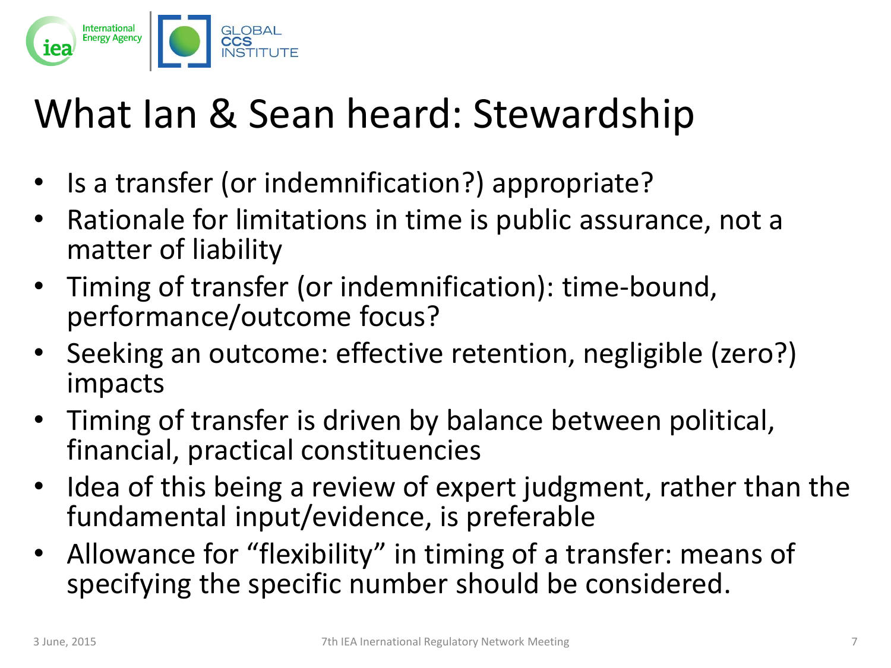# What Ian & Sean heard: Stewardship

- Is a transfer (or indemnification?) appropriate?
- Rationale for limitations in time is public assurance, not a matter of liability
- Timing of transfer (or indemnification): time-bound, performance/outcome focus?
- Seeking an outcome: effective retention, negligible (zero?) impacts
- Timing of transfer is driven by balance between political, financial, practical constituencies
- Idea of this being a review of expert judgment, rather than the fundamental input/evidence, is preferable
- Allowance for "flexibility" in timing of a transfer: means of specifying the specific number should be considered.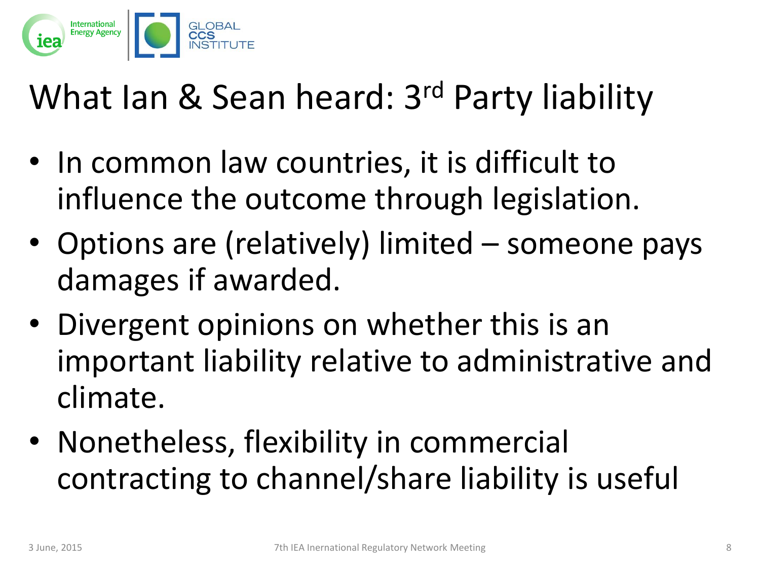# What Ian & Sean heard: 3rd Party liability

- In common law countries, it is difficult to influence the outcome through legislation.
- Options are (relatively) limited – someone pays damages if awarded.
- Divergent opinions on whether this is an important liability relative to administrative and climate.
- Nonetheless, flexibility in commercial contracting to channel/share liability is useful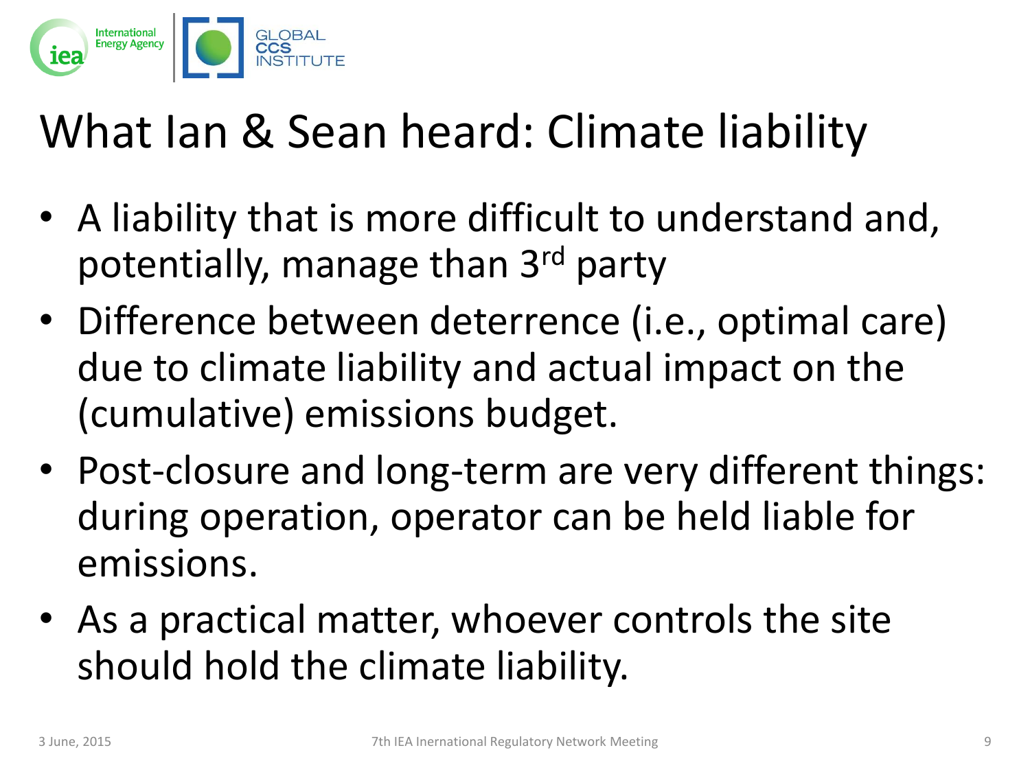# What Ian & Sean heard: Climate liability

- A liability that is more difficult to understand and, potentially, manage than 3rd party
- Difference between deterrence (i.e., optimal care) due to climate liability and actual impact on the (cumulative) emissions budget.
- Post-closure and long-term are very different things: during operation, operator can be held liable for emissions.
- As a practical matter, whoever controls the site should hold the climate liability.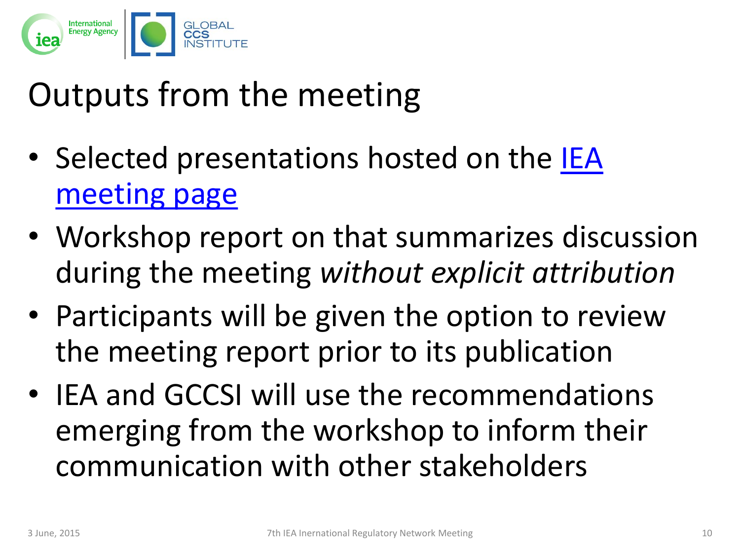# Outputs from the meeting

- Selected presentations hosted on the IEA meeting page
- Workshop report on that summarizes discussion during the meeting *without explicit attribution*
- Participants will be given the option to review the meeting report prior to its publication
- IEA and GCCSI will use the recommendations emerging from the workshop to inform their communication with other stakeholders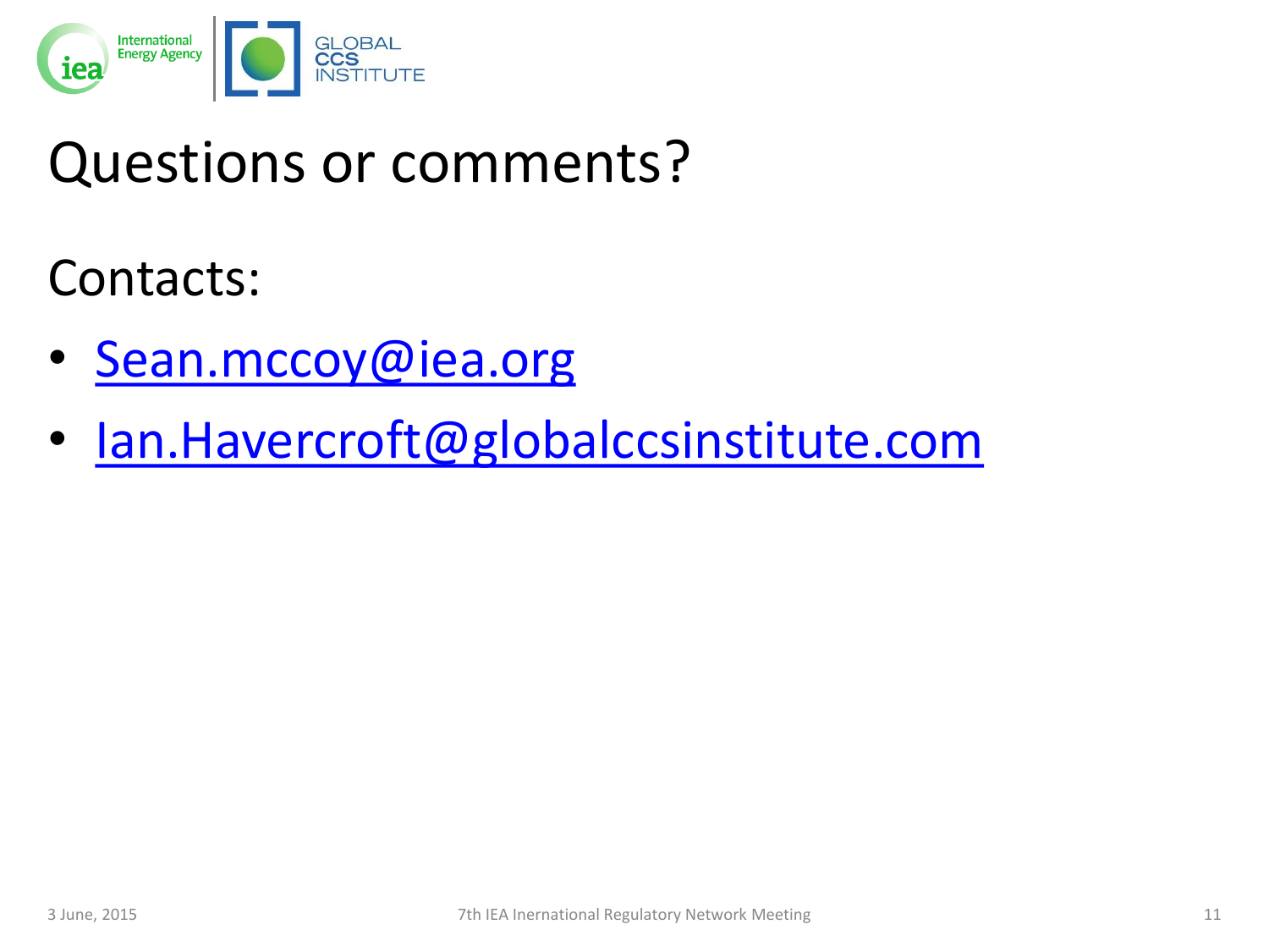# Questions or comments?

Contacts:

- Sean.mccoy@iea.org
- Ian.Havercroft@globalccsinstitute.com